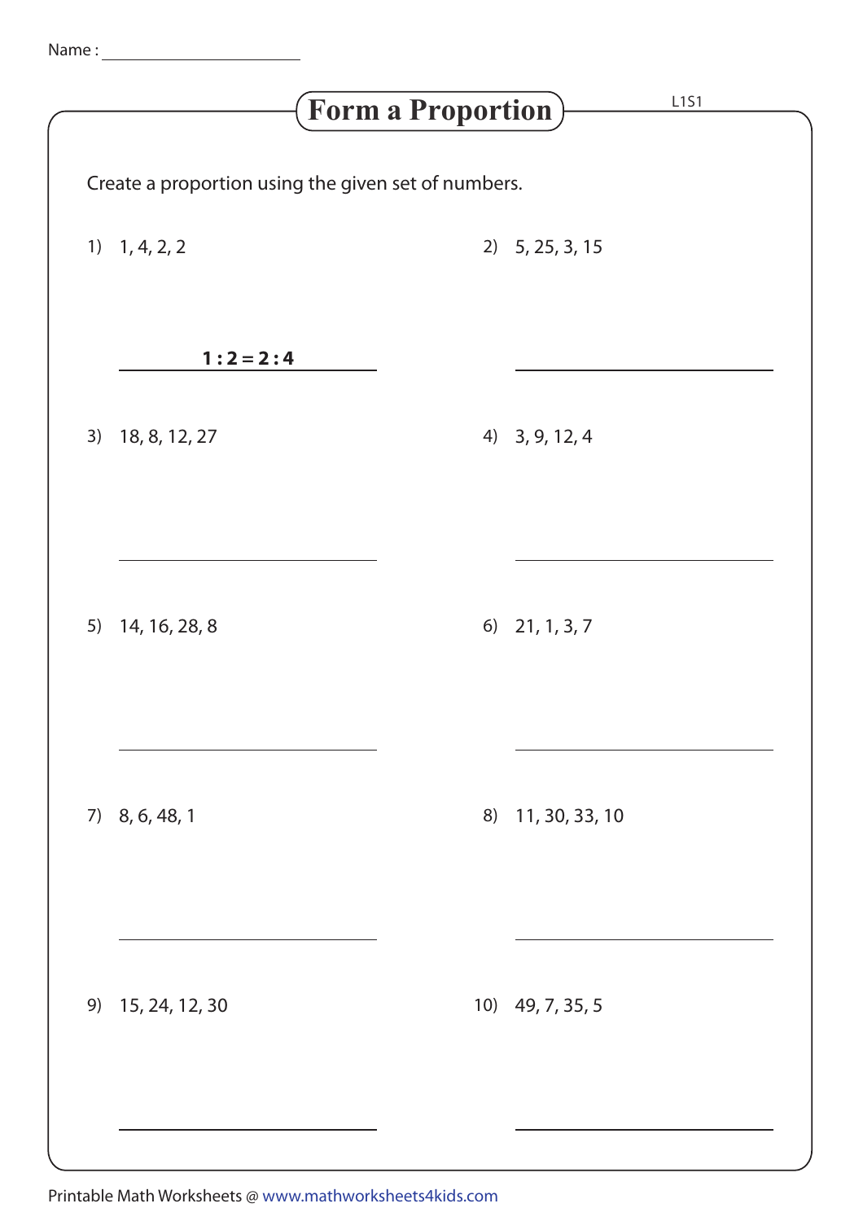Name : ______________________

# Form a Proportion

L1S1

Create a proportion using the given set of numbers.

1) 1, 4, 2, 2

**1 : 2 = 2 : 4**

2) 5, 25, 3, 15

______________________

3) 18, 8, 12, 27

______________________

4) 3, 9, 12, 4

______________________

5) 14, 16, 28, 8

______________________

6) 21, 1, 3, 7

______________________

7) 8, 6, 48, 1

______________________

8) 11, 30, 33, 10

______________________

9) 15, 24, 12, 30

______________________

10) 49, 7, 35, 5

______________________

Printable Math Worksheets @ www.mathworksheets4kids.com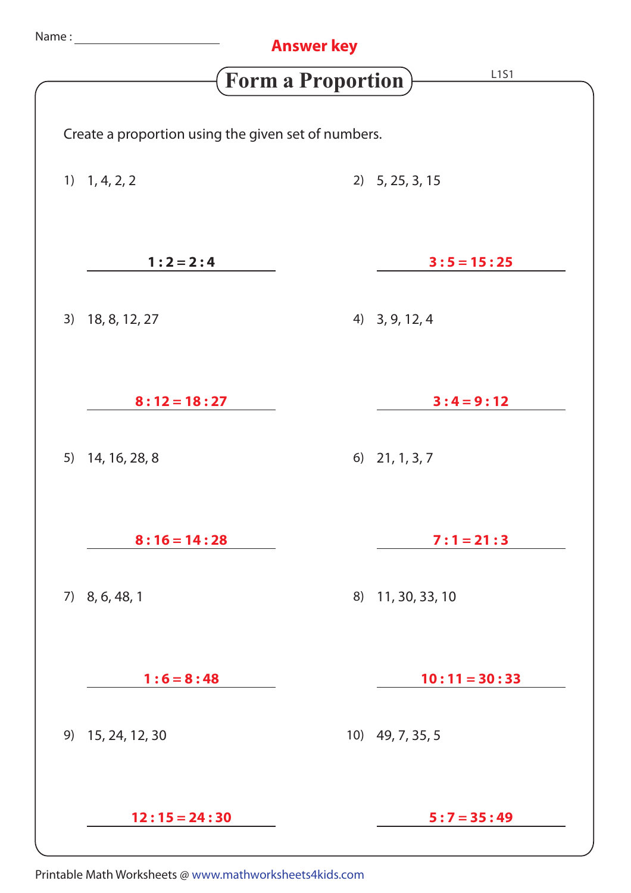Name : ______________________

**Answer key**

# Form a Proportion

L1S1

Create a proportion using the given set of numbers.

1) 1, 4, 2, 2

**1 : 2 = 2 : 4**

2) 5, 25, 3, 15

**3 : 5 = 15 : 25**

3) 18, 8, 12, 27

**8 : 12 = 18 : 27**

4) 3, 9, 12, 4

**3 : 4 = 9 : 12**

5) 14, 16, 28, 8

**8 : 16 = 14 : 28**

6) 21, 1, 3, 7

**7 : 1 = 21 : 3**

7) 8, 6, 48, 1

**1 : 6 = 8 : 48**

8) 11, 30, 33, 10

**10 : 11 = 30 : 33**

9) 15, 24, 12, 30

**12 : 15 = 24 : 30**

10) 49, 7, 35, 5

**5 : 7 = 35 : 49**

Printable Math Worksheets @ www.mathworksheets4kids.com